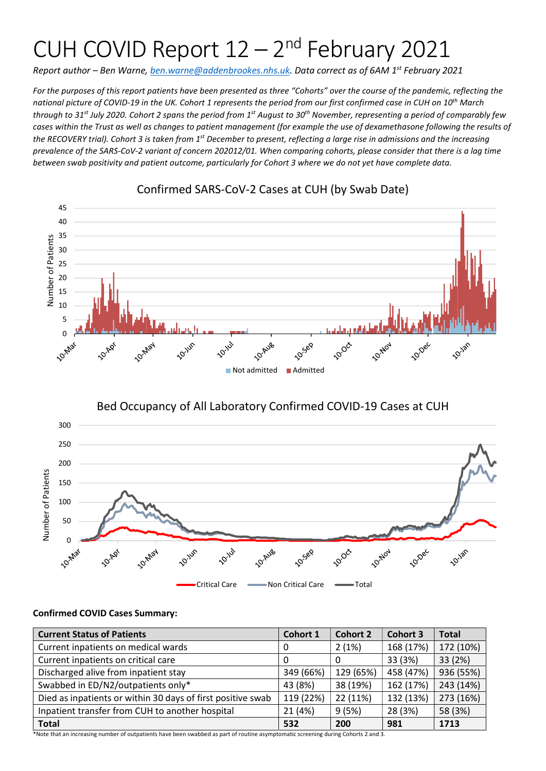# CUH COVID Report 12 – 2nd February 2021

*Report author – Ben Warne, ben.warne@addenbrookes.nhs.uk. Data correct as of 6AM 1st February 2021*

*For the purposes of this report patients have been presented as three "Cohorts" over the course of the pandemic, reflecting the national picture of COVID-19 in the UK. Cohort 1 represents the period from our first confirmed case in CUH on 10th March through to 31st July 2020. Cohort 2 spans the period from 1st August to 30th November, representing a period of comparably few cases within the Trust as well as changes to patient management (for example the use of dexamethasone following the results of the RECOVERY trial). Cohort 3 is taken from 1st December to present, reflecting a large rise in admissions and the increasing prevalence of the SARS-CoV-2 variant of concern 202012/01. When comparing cohorts, please consider that there is a lag time between swab positivity and patient outcome, particularly for Cohort 3 where we do not yet have complete data.*

Confirmed SARS-CoV-2 Cases at CUH (by Swab Date)

Bed Occupancy of All Laboratory Confirmed COVID-19 Cases at CUH

**Confirmed COVID Cases Summary:**

| Current Status of Patients | Cohort 1 | Cohort 2 | Cohort 3 | Total |
|---|---|---|---|---|
| Current inpatients on medical wards | 0 | 2 (1%) | 168 (17%) | 172 (10%) |
| Current inpatients on critical care | 0 | 0 | 33 (3%) | 33 (2%) |
| Discharged alive from inpatient stay | 349 (66%) | 129 (65%) | 458 (47%) | 936 (55%) |
| Swabbed in ED/N2/outpatients only* | 43 (8%) | 38 (19%) | 162 (17%) | 243 (14%) |
| Died as inpatients or within 30 days of first positive swab | 119 (22%) | 22 (11%) | 132 (13%) | 273 (16%) |
| Inpatient transfer from CUH to another hospital | 21 (4%) | 9 (5%) | 28 (3%) | 58 (3%) |
| **Total** | **532** | **200** | **981** | **1713** |

*Note that an increasing number of outpatients have been swabbed as part of routine asymptomatic screening during Cohorts 2 and 3.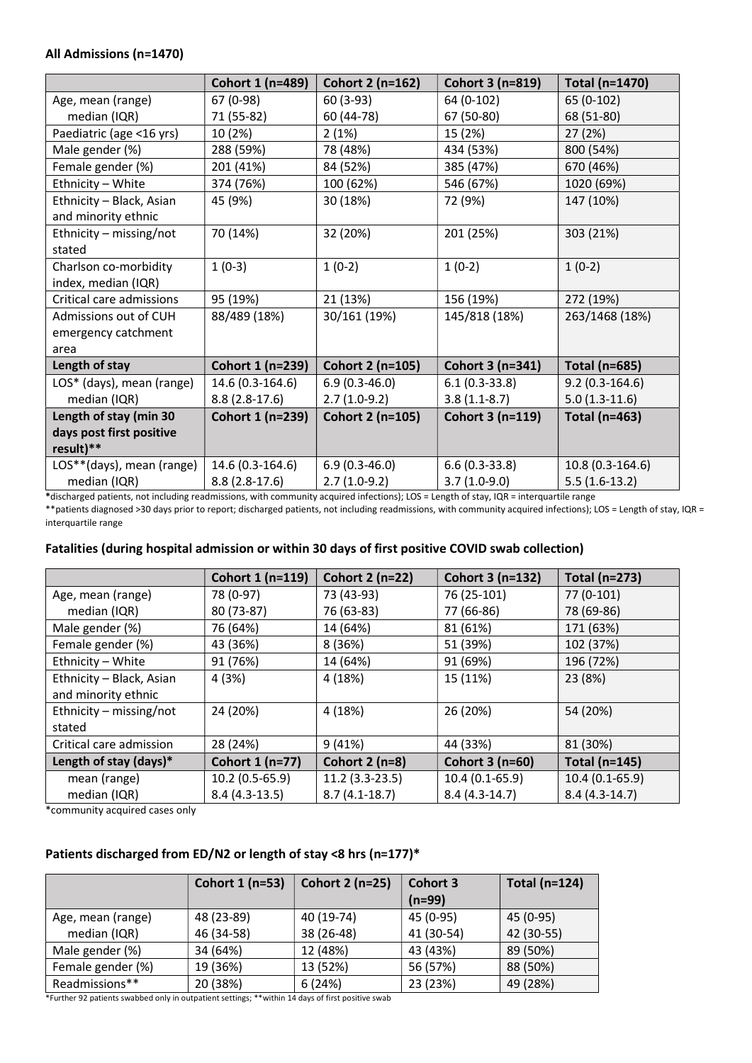**All Admissions (n=1470)**

| | Cohort 1 (n=489) | Cohort 2 (n=162) | Cohort 3 (n=819) | Total (n=1470) |
|---|---|---|---|---|
| Age, mean (range) | 67 (0-98) | 60 (3-93) | 64 (0-102) | 65 (0-102) |
| median (IQR) | 71 (55-82) | 60 (44-78) | 67 (50-80) | 68 (51-80) |
| Paediatric (age <16 yrs) | 10 (2%) | 2 (1%) | 15 (2%) | 27 (2%) |
| Male gender (%) | 288 (59%) | 78 (48%) | 434 (53%) | 800 (54%) |
| Female gender (%) | 201 (41%) | 84 (52%) | 385 (47%) | 670 (46%) |
| Ethnicity – White | 374 (76%) | 100 (62%) | 546 (67%) | 1020 (69%) |
| Ethnicity – Black, Asian and minority ethnic | 45 (9%) | 30 (18%) | 72 (9%) | 147 (10%) |
| Ethnicity – missing/not stated | 70 (14%) | 32 (20%) | 201 (25%) | 303 (21%) |
| Charlson co-morbidity index, median (IQR) | 1 (0-3) | 1 (0-2) | 1 (0-2) | 1 (0-2) |
| Critical care admissions | 95 (19%) | 21 (13%) | 156 (19%) | 272 (19%) |
| Admissions out of CUH emergency catchment area | 88/489 (18%) | 30/161 (19%) | 145/818 (18%) | 263/1468 (18%) |
| **Length of stay** | **Cohort 1 (n=239)** | **Cohort 2 (n=105)** | **Cohort 3 (n=341)** | **Total (n=685)** |
| LOS* (days), mean (range) | 14.6 (0.3-164.6) | 6.9 (0.3-46.0) | 6.1 (0.3-33.8) | 9.2 (0.3-164.6) |
| median (IQR) | 8.8 (2.8-17.6) | 2.7 (1.0-9.2) | 3.8 (1.1-8.7) | 5.0 (1.3-11.6) |
| **Length of stay (min 30 days post first positive result)**** | **Cohort 1 (n=239)** | **Cohort 2 (n=105)** | **Cohort 3 (n=119)** | **Total (n=463)** |
| LOS**(days), mean (range) | 14.6 (0.3-164.6) | 6.9 (0.3-46.0) | 6.6 (0.3-33.8) | 10.8 (0.3-164.6) |
| median (IQR) | 8.8 (2.8-17.6) | 2.7 (1.0-9.2) | 3.7 (1.0-9.0) | 5.5 (1.6-13.2) |

*discharged patients, not including readmissions, with community acquired infections); LOS = Length of stay, IQR = interquartile range
**patients diagnosed >30 days prior to report; discharged patients, not including readmissions, with community acquired infections); LOS = Length of stay, IQR = interquartile range

**Fatalities (during hospital admission or within 30 days of first positive COVID swab collection)**

| | Cohort 1 (n=119) | Cohort 2 (n=22) | Cohort 3 (n=132) | Total (n=273) |
|---|---|---|---|---|
| Age, mean (range) | 78 (0-97) | 73 (43-93) | 76 (25-101) | 77 (0-101) |
| median (IQR) | 80 (73-87) | 76 (63-83) | 77 (66-86) | 78 (69-86) |
| Male gender (%) | 76 (64%) | 14 (64%) | 81 (61%) | 171 (63%) |
| Female gender (%) | 43 (36%) | 8 (36%) | 51 (39%) | 102 (37%) |
| Ethnicity – White | 91 (76%) | 14 (64%) | 91 (69%) | 196 (72%) |
| Ethnicity – Black, Asian and minority ethnic | 4 (3%) | 4 (18%) | 15 (11%) | 23 (8%) |
| Ethnicity – missing/not stated | 24 (20%) | 4 (18%) | 26 (20%) | 54 (20%) |
| Critical care admission | 28 (24%) | 9 (41%) | 44 (33%) | 81 (30%) |
| **Length of stay (days)*** | **Cohort 1 (n=77)** | **Cohort 2 (n=8)** | **Cohort 3 (n=60)** | **Total (n=145)** |
| mean (range) | 10.2 (0.5-65.9) | 11.2 (3.3-23.5) | 10.4 (0.1-65.9) | 10.4 (0.1-65.9) |
| median (IQR) | 8.4 (4.3-13.5) | 8.7 (4.1-18.7) | 8.4 (4.3-14.7) | 8.4 (4.3-14.7) |

*community acquired cases only

**Patients discharged from ED/N2 or length of stay <8 hrs (n=177)***

| | Cohort 1 (n=53) | Cohort 2 (n=25) | Cohort 3 (n=99) | Total (n=124) |
|---|---|---|---|---|
| Age, mean (range) | 48 (23-89) | 40 (19-74) | 45 (0-95) | 45 (0-95) |
| median (IQR) | 46 (34-58) | 38 (26-48) | 41 (30-54) | 42 (30-55) |
| Male gender (%) | 34 (64%) | 12 (48%) | 43 (43%) | 89 (50%) |
| Female gender (%) | 19 (36%) | 13 (52%) | 56 (57%) | 88 (50%) |
| Readmissions** | 20 (38%) | 6 (24%) | 23 (23%) | 49 (28%) |

*Further 92 patients swabbed only in outpatient settings; **within 14 days of first positive swab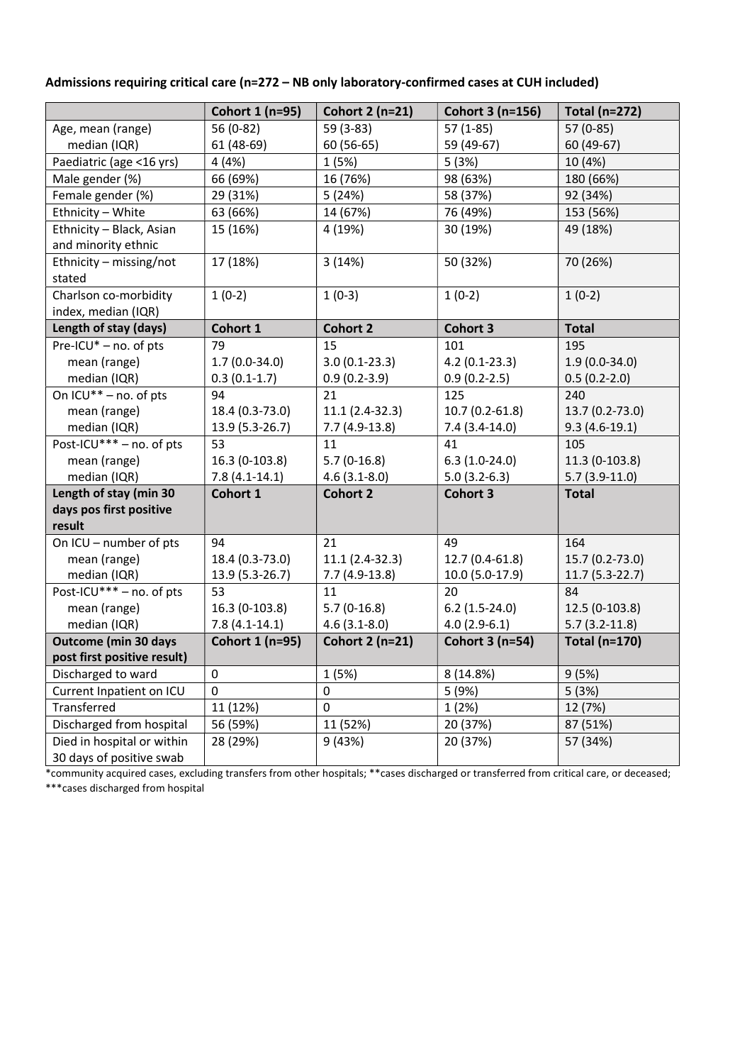**Admissions requiring critical care (n=272 – NB only laboratory-confirmed cases at CUH included)**

| | Cohort 1 (n=95) | Cohort 2 (n=21) | Cohort 3 (n=156) | Total (n=272) |
|---|---|---|---|---|
| Age, mean (range) | 56 (0-82) | 59 (3-83) | 57 (1-85) | 57 (0-85) |
| median (IQR) | 61 (48-69) | 60 (56-65) | 59 (49-67) | 60 (49-67) |
| Paediatric (age <16 yrs) | 4 (4%) | 1 (5%) | 5 (3%) | 10 (4%) |
| Male gender (%) | 66 (69%) | 16 (76%) | 98 (63%) | 180 (66%) |
| Female gender (%) | 29 (31%) | 5 (24%) | 58 (37%) | 92 (34%) |
| Ethnicity – White | 63 (66%) | 14 (67%) | 76 (49%) | 153 (56%) |
| Ethnicity – Black, Asian and minority ethnic | 15 (16%) | 4 (19%) | 30 (19%) | 49 (18%) |
| Ethnicity – missing/not stated | 17 (18%) | 3 (14%) | 50 (32%) | 70 (26%) |
| Charlson co-morbidity index, median (IQR) | 1 (0-2) | 1 (0-3) | 1 (0-2) | 1 (0-2) |
| **Length of stay (days)** | **Cohort 1** | **Cohort 2** | **Cohort 3** | **Total** |
| Pre-ICU* – no. of pts | 79 | 15 | 101 | 195 |
| mean (range) | 1.7 (0.0-34.0) | 3.0 (0.1-23.3) | 4.2 (0.1-23.3) | 1.9 (0.0-34.0) |
| median (IQR) | 0.3 (0.1-1.7) | 0.9 (0.2-3.9) | 0.9 (0.2-2.5) | 0.5 (0.2-2.0) |
| On ICU** – no. of pts | 94 | 21 | 125 | 240 |
| mean (range) | 18.4 (0.3-73.0) | 11.1 (2.4-32.3) | 10.7 (0.2-61.8) | 13.7 (0.2-73.0) |
| median (IQR) | 13.9 (5.3-26.7) | 7.7 (4.9-13.8) | 7.4 (3.4-14.0) | 9.3 (4.6-19.1) |
| Post-ICU*** – no. of pts | 53 | 11 | 41 | 105 |
| mean (range) | 16.3 (0-103.8) | 5.7 (0-16.8) | 6.3 (1.0-24.0) | 11.3 (0-103.8) |
| median (IQR) | 7.8 (4.1-14.1) | 4.6 (3.1-8.0) | 5.0 (3.2-6.3) | 5.7 (3.9-11.0) |
| **Length of stay (min 30 days pos first positive result** | **Cohort 1** | **Cohort 2** | **Cohort 3** | **Total** |
| On ICU – number of pts | 94 | 21 | 49 | 164 |
| mean (range) | 18.4 (0.3-73.0) | 11.1 (2.4-32.3) | 12.7 (0.4-61.8) | 15.7 (0.2-73.0) |
| median (IQR) | 13.9 (5.3-26.7) | 7.7 (4.9-13.8) | 10.0 (5.0-17.9) | 11.7 (5.3-22.7) |
| Post-ICU*** – no. of pts | 53 | 11 | 20 | 84 |
| mean (range) | 16.3 (0-103.8) | 5.7 (0-16.8) | 6.2 (1.5-24.0) | 12.5 (0-103.8) |
| median (IQR) | 7.8 (4.1-14.1) | 4.6 (3.1-8.0) | 4.0 (2.9-6.1) | 5.7 (3.2-11.8) |
| **Outcome (min 30 days post first positive result)** | **Cohort 1 (n=95)** | **Cohort 2 (n=21)** | **Cohort 3 (n=54)** | **Total (n=170)** |
| Discharged to ward | 0 | 1 (5%) | 8 (14.8%) | 9 (5%) |
| Current Inpatient on ICU | 0 | 0 | 5 (9%) | 5 (3%) |
| Transferred | 11 (12%) | 0 | 1 (2%) | 12 (7%) |
| Discharged from hospital | 56 (59%) | 11 (52%) | 20 (37%) | 87 (51%) |
| Died in hospital or within 30 days of positive swab | 28 (29%) | 9 (43%) | 20 (37%) | 57 (34%) |

*community acquired cases, excluding transfers from other hospitals; **cases discharged or transferred from critical care, or deceased; ***cases discharged from hospital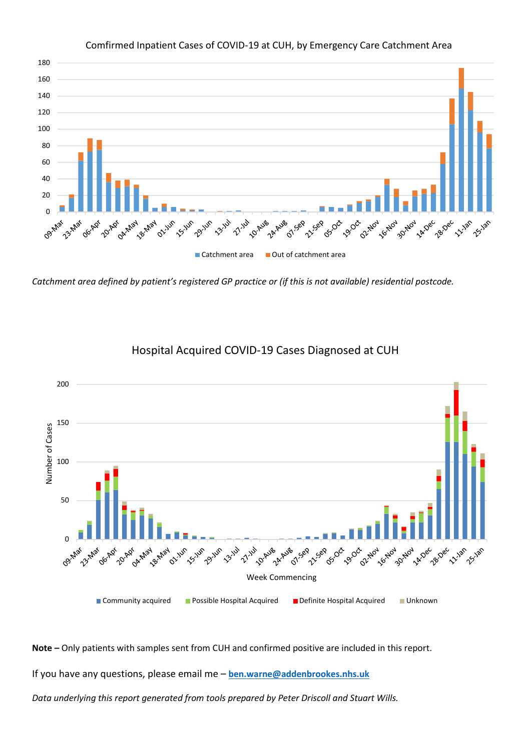Comfirmed Inpatient Cases of COVID-19 at CUH, by Emergency Care Catchment Area

180
160
140
120
100
80
60
40
20
0

09-Mar 23-Mar 06-Apr 20-Apr 04-May 18-May 01-Jun 15-Jun 29-Jun 13-Jul 27-Jul 10-Aug 24-Aug 07-Sep 21-Sep 05-Oct 19-Oct 02-Nov 16-Nov 30-Nov 14-Dec 28-Dec 11-Jan 25-Jan

Catchment area   Out of catchment area

*Catchment area defined by patient's registered GP practice or (if this is not available) residential postcode.*

Hospital Acquired COVID-19 Cases Diagnosed at CUH

Number of Cases

200
150
100
50
0

09-Mar 23-Mar 06-Apr 20-Apr 04-May 18-May 01-Jun 15-Jun 29-Jun 13-Jul 27-Jul 10-Aug 24-Aug 07-Sep 21-Sep 05-Oct 19-Oct 02-Nov 16-Nov 30-Nov 14-Dec 28-Dec 11-Jan 25-Jan

Week Commencing

Community acquired   Possible Hospital Acquired   Definite Hospital Acquired   Unknown

**Note –** Only patients with samples sent from CUH and confirmed positive are included in this report.

If you have any questions, please email me – **ben.warne@addenbrookes.nhs.uk**

*Data underlying this report generated from tools prepared by Peter Driscoll and Stuart Wills.*